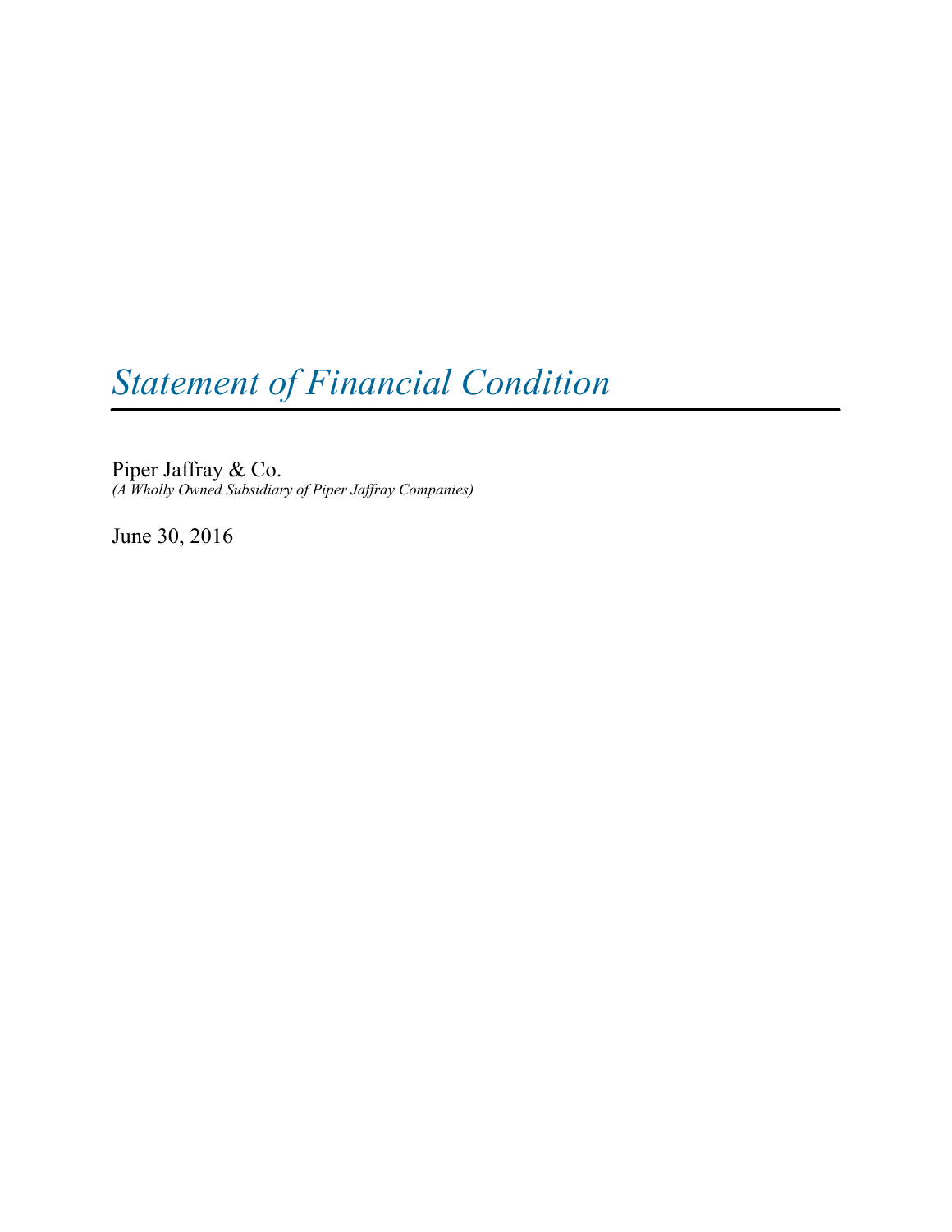# *Statement of Financial Condition*

Piper Jaffray & Co.
*(A Wholly Owned Subsidiary of Piper Jaffray Companies)*

June 30, 2016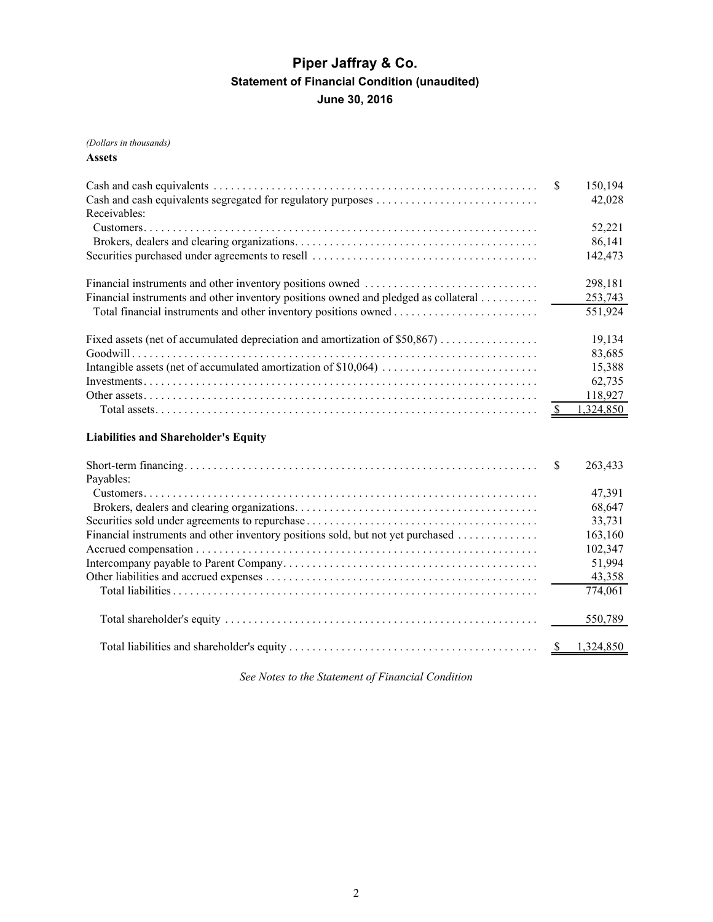# Piper Jaffray & Co.

## Statement of Financial Condition (unaudited)

## June 30, 2016

*(Dollars in thousands)*

**Assets**

| | |
|---|---|
| Cash and cash equivalents | $ 150,194 |
| Cash and cash equivalents segregated for regulatory purposes | 42,028 |
| Receivables: | |
| Customers | 52,221 |
| Brokers, dealers and clearing organizations | 86,141 |
| Securities purchased under agreements to resell | 142,473 |
| | |
| Financial instruments and other inventory positions owned | 298,181 |
| Financial instruments and other inventory positions owned and pledged as collateral | 253,743 |
| Total financial instruments and other inventory positions owned | 551,924 |
| | |
| Fixed assets (net of accumulated depreciation and amortization of $50,867) | 19,134 |
| Goodwill | 83,685 |
| Intangible assets (net of accumulated amortization of $10,064) | 15,388 |
| Investments | 62,735 |
| Other assets | 118,927 |
| Total assets | $ 1,324,850 |

**Liabilities and Shareholder's Equity**

| | |
|---|---|
| Short-term financing | $ 263,433 |
| Payables: | |
| Customers | 47,391 |
| Brokers, dealers and clearing organizations | 68,647 |
| Securities sold under agreements to repurchase | 33,731 |
| Financial instruments and other inventory positions sold, but not yet purchased | 163,160 |
| Accrued compensation | 102,347 |
| Intercompany payable to Parent Company | 51,994 |
| Other liabilities and accrued expenses | 43,358 |
| Total liabilities | 774,061 |
| | |
| Total shareholder's equity | 550,789 |
| | |
| Total liabilities and shareholder's equity | $ 1,324,850 |

*See Notes to the Statement of Financial Condition*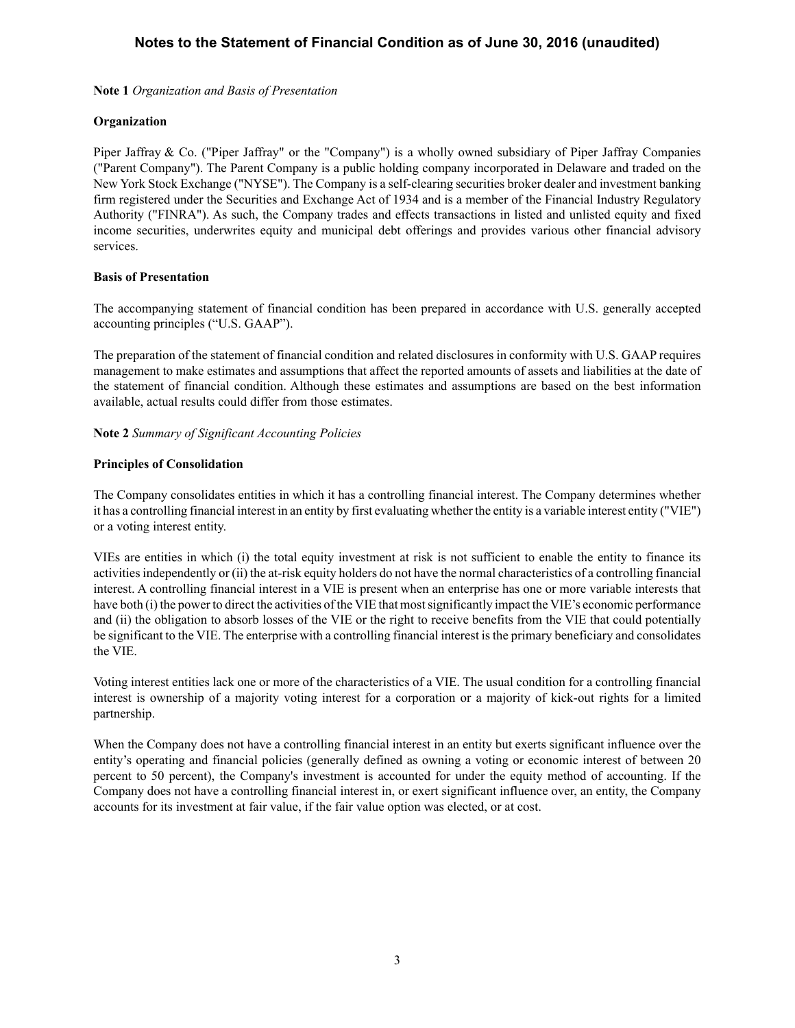**Note 1** *Organization and Basis of Presentation*

**Organization**

Piper Jaffray & Co. ("Piper Jaffray" or the "Company") is a wholly owned subsidiary of Piper Jaffray Companies ("Parent Company"). The Parent Company is a public holding company incorporated in Delaware and traded on the New York Stock Exchange ("NYSE"). The Company is a self-clearing securities broker dealer and investment banking firm registered under the Securities and Exchange Act of 1934 and is a member of the Financial Industry Regulatory Authority ("FINRA"). As such, the Company trades and effects transactions in listed and unlisted equity and fixed income securities, underwrites equity and municipal debt offerings and provides various other financial advisory services.

**Basis of Presentation**

The accompanying statement of financial condition has been prepared in accordance with U.S. generally accepted accounting principles ("U.S. GAAP").

The preparation of the statement of financial condition and related disclosures in conformity with U.S. GAAP requires management to make estimates and assumptions that affect the reported amounts of assets and liabilities at the date of the statement of financial condition. Although these estimates and assumptions are based on the best information available, actual results could differ from those estimates.

**Note 2** *Summary of Significant Accounting Policies*

**Principles of Consolidation**

The Company consolidates entities in which it has a controlling financial interest. The Company determines whether it has a controlling financial interest in an entity by first evaluating whether the entity is a variable interest entity ("VIE") or a voting interest entity.

VIEs are entities in which (i) the total equity investment at risk is not sufficient to enable the entity to finance its activities independently or (ii) the at-risk equity holders do not have the normal characteristics of a controlling financial interest. A controlling financial interest in a VIE is present when an enterprise has one or more variable interests that have both (i) the power to direct the activities of the VIE that most significantly impact the VIE's economic performance and (ii) the obligation to absorb losses of the VIE or the right to receive benefits from the VIE that could potentially be significant to the VIE. The enterprise with a controlling financial interest is the primary beneficiary and consolidates the VIE.

Voting interest entities lack one or more of the characteristics of a VIE. The usual condition for a controlling financial interest is ownership of a majority voting interest for a corporation or a majority of kick-out rights for a limited partnership.

When the Company does not have a controlling financial interest in an entity but exerts significant influence over the entity's operating and financial policies (generally defined as owning a voting or economic interest of between 20 percent to 50 percent), the Company's investment is accounted for under the equity method of accounting. If the Company does not have a controlling financial interest in, or exert significant influence over, an entity, the Company accounts for its investment at fair value, if the fair value option was elected, or at cost.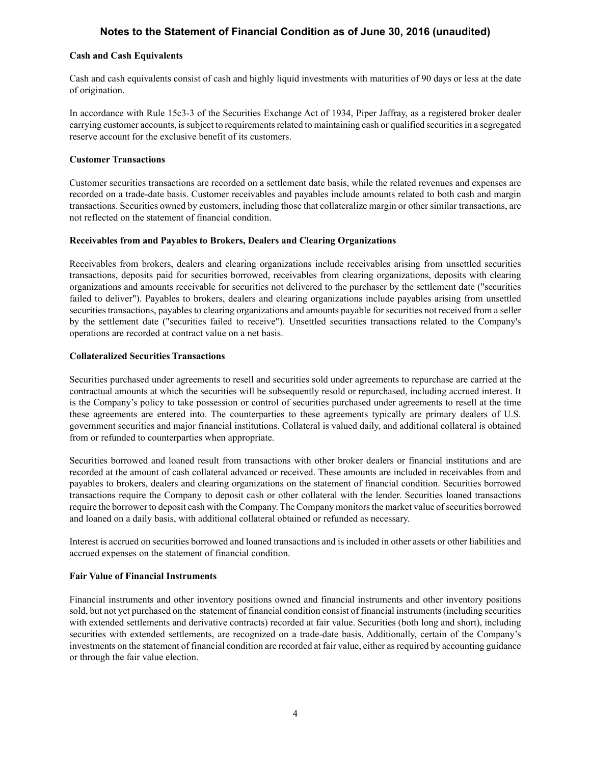**Cash and Cash Equivalents**

Cash and cash equivalents consist of cash and highly liquid investments with maturities of 90 days or less at the date of origination.

In accordance with Rule 15c3-3 of the Securities Exchange Act of 1934, Piper Jaffray, as a registered broker dealer carrying customer accounts, is subject to requirements related to maintaining cash or qualified securities in a segregated reserve account for the exclusive benefit of its customers.

**Customer Transactions**

Customer securities transactions are recorded on a settlement date basis, while the related revenues and expenses are recorded on a trade-date basis. Customer receivables and payables include amounts related to both cash and margin transactions. Securities owned by customers, including those that collateralize margin or other similar transactions, are not reflected on the statement of financial condition.

**Receivables from and Payables to Brokers, Dealers and Clearing Organizations**

Receivables from brokers, dealers and clearing organizations include receivables arising from unsettled securities transactions, deposits paid for securities borrowed, receivables from clearing organizations, deposits with clearing organizations and amounts receivable for securities not delivered to the purchaser by the settlement date ("securities failed to deliver"). Payables to brokers, dealers and clearing organizations include payables arising from unsettled securities transactions, payables to clearing organizations and amounts payable for securities not received from a seller by the settlement date ("securities failed to receive"). Unsettled securities transactions related to the Company's operations are recorded at contract value on a net basis.

**Collateralized Securities Transactions**

Securities purchased under agreements to resell and securities sold under agreements to repurchase are carried at the contractual amounts at which the securities will be subsequently resold or repurchased, including accrued interest. It is the Company's policy to take possession or control of securities purchased under agreements to resell at the time these agreements are entered into. The counterparties to these agreements typically are primary dealers of U.S. government securities and major financial institutions. Collateral is valued daily, and additional collateral is obtained from or refunded to counterparties when appropriate.

Securities borrowed and loaned result from transactions with other broker dealers or financial institutions and are recorded at the amount of cash collateral advanced or received. These amounts are included in receivables from and payables to brokers, dealers and clearing organizations on the statement of financial condition. Securities borrowed transactions require the Company to deposit cash or other collateral with the lender. Securities loaned transactions require the borrower to deposit cash with the Company. The Company monitors the market value of securities borrowed and loaned on a daily basis, with additional collateral obtained or refunded as necessary.

Interest is accrued on securities borrowed and loaned transactions and is included in other assets or other liabilities and accrued expenses on the statement of financial condition.

**Fair Value of Financial Instruments**

Financial instruments and other inventory positions owned and financial instruments and other inventory positions sold, but not yet purchased on the statement of financial condition consist of financial instruments (including securities with extended settlements and derivative contracts) recorded at fair value. Securities (both long and short), including securities with extended settlements, are recognized on a trade-date basis. Additionally, certain of the Company's investments on the statement of financial condition are recorded at fair value, either as required by accounting guidance or through the fair value election.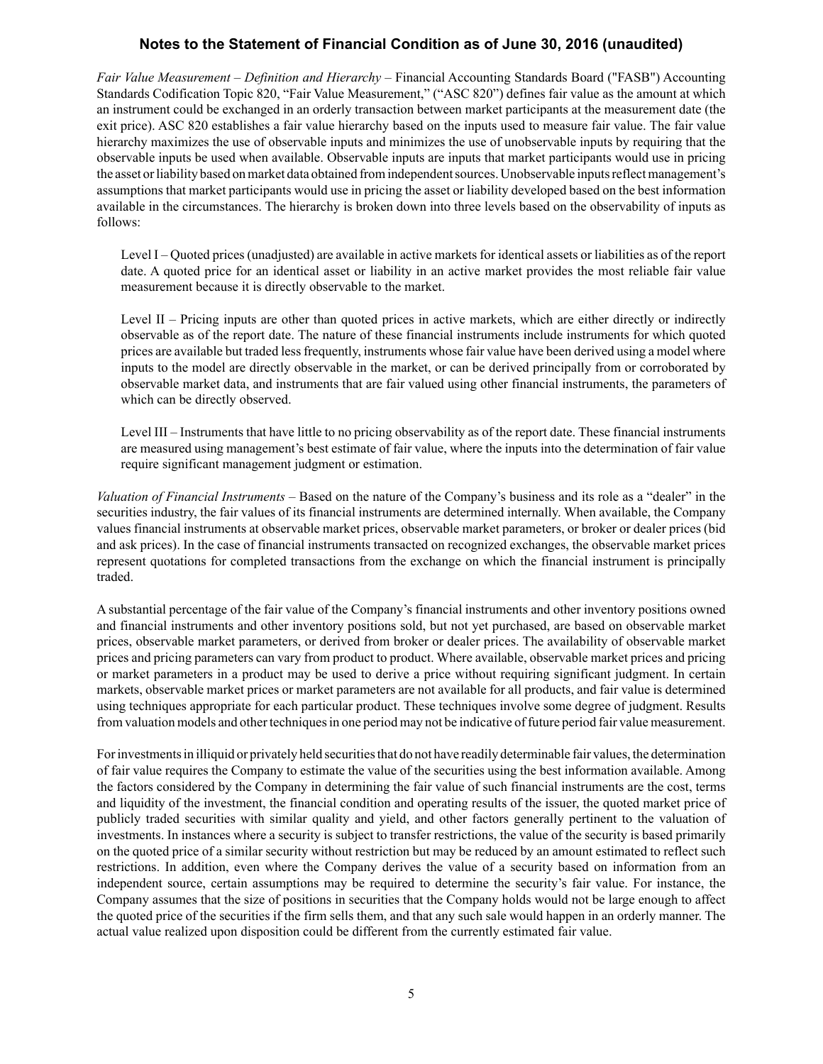*Fair Value Measurement – Definition and Hierarchy* – Financial Accounting Standards Board ("FASB") Accounting Standards Codification Topic 820, "Fair Value Measurement," ("ASC 820") defines fair value as the amount at which an instrument could be exchanged in an orderly transaction between market participants at the measurement date (the exit price). ASC 820 establishes a fair value hierarchy based on the inputs used to measure fair value. The fair value hierarchy maximizes the use of observable inputs and minimizes the use of unobservable inputs by requiring that the observable inputs be used when available. Observable inputs are inputs that market participants would use in pricing the asset or liability based on market data obtained from independent sources. Unobservable inputs reflect management's assumptions that market participants would use in pricing the asset or liability developed based on the best information available in the circumstances. The hierarchy is broken down into three levels based on the observability of inputs as follows:

Level I – Quoted prices (unadjusted) are available in active markets for identical assets or liabilities as of the report date. A quoted price for an identical asset or liability in an active market provides the most reliable fair value measurement because it is directly observable to the market.

Level II – Pricing inputs are other than quoted prices in active markets, which are either directly or indirectly observable as of the report date. The nature of these financial instruments include instruments for which quoted prices are available but traded less frequently, instruments whose fair value have been derived using a model where inputs to the model are directly observable in the market, or can be derived principally from or corroborated by observable market data, and instruments that are fair valued using other financial instruments, the parameters of which can be directly observed.

Level III – Instruments that have little to no pricing observability as of the report date. These financial instruments are measured using management's best estimate of fair value, where the inputs into the determination of fair value require significant management judgment or estimation.

*Valuation of Financial Instruments* – Based on the nature of the Company's business and its role as a "dealer" in the securities industry, the fair values of its financial instruments are determined internally. When available, the Company values financial instruments at observable market prices, observable market parameters, or broker or dealer prices (bid and ask prices). In the case of financial instruments transacted on recognized exchanges, the observable market prices represent quotations for completed transactions from the exchange on which the financial instrument is principally traded.

A substantial percentage of the fair value of the Company's financial instruments and other inventory positions owned and financial instruments and other inventory positions sold, but not yet purchased, are based on observable market prices, observable market parameters, or derived from broker or dealer prices. The availability of observable market prices and pricing parameters can vary from product to product. Where available, observable market prices and pricing or market parameters in a product may be used to derive a price without requiring significant judgment. In certain markets, observable market prices or market parameters are not available for all products, and fair value is determined using techniques appropriate for each particular product. These techniques involve some degree of judgment. Results from valuation models and other techniques in one period may not be indicative of future period fair value measurement.

For investments in illiquid or privately held securities that do not have readily determinable fair values, the determination of fair value requires the Company to estimate the value of the securities using the best information available. Among the factors considered by the Company in determining the fair value of such financial instruments are the cost, terms and liquidity of the investment, the financial condition and operating results of the issuer, the quoted market price of publicly traded securities with similar quality and yield, and other factors generally pertinent to the valuation of investments. In instances where a security is subject to transfer restrictions, the value of the security is based primarily on the quoted price of a similar security without restriction but may be reduced by an amount estimated to reflect such restrictions. In addition, even where the Company derives the value of a security based on information from an independent source, certain assumptions may be required to determine the security's fair value. For instance, the Company assumes that the size of positions in securities that the Company holds would not be large enough to affect the quoted price of the securities if the firm sells them, and that any such sale would happen in an orderly manner. The actual value realized upon disposition could be different from the currently estimated fair value.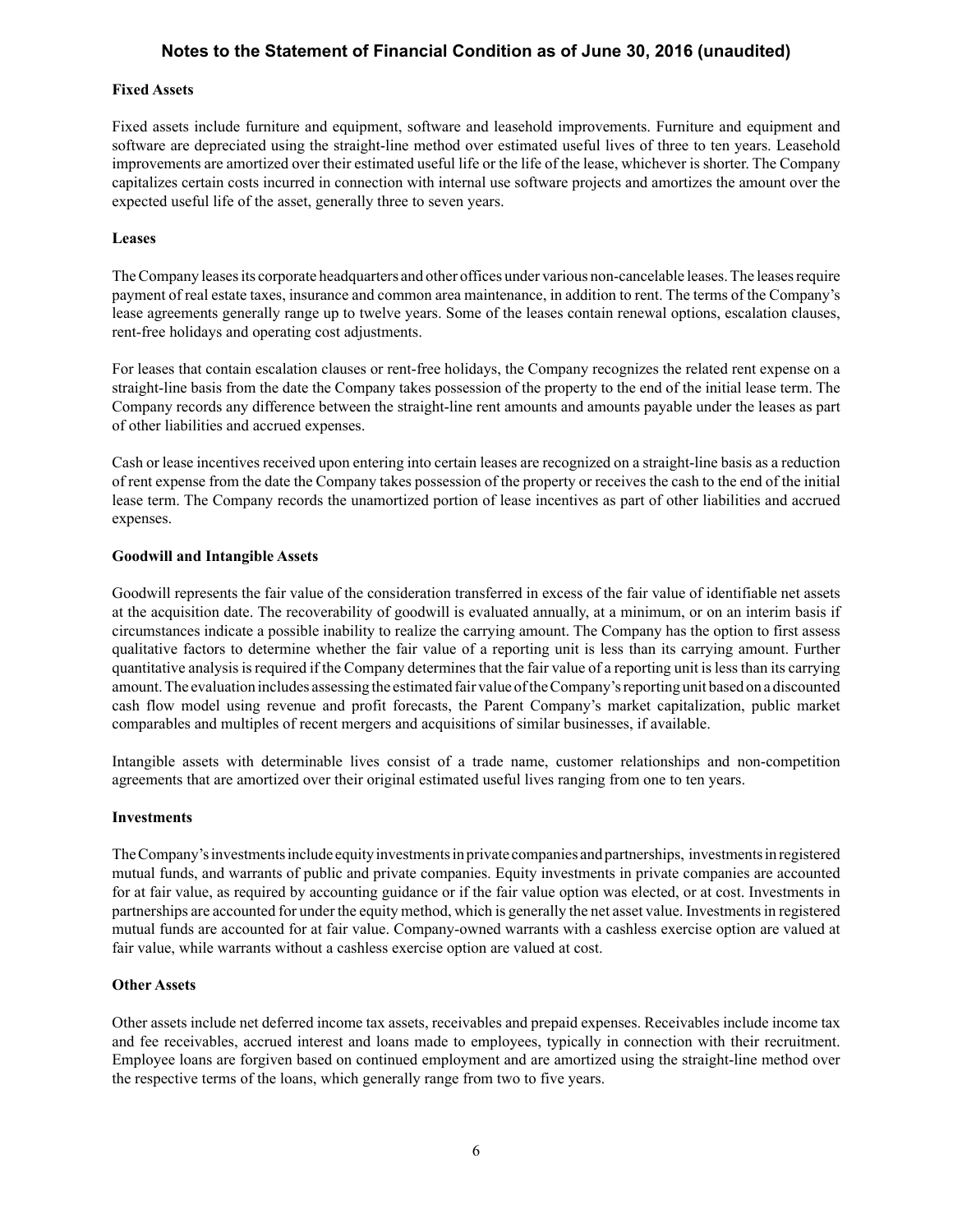### Fixed Assets

Fixed assets include furniture and equipment, software and leasehold improvements. Furniture and equipment and software are depreciated using the straight-line method over estimated useful lives of three to ten years. Leasehold improvements are amortized over their estimated useful life or the life of the lease, whichever is shorter. The Company capitalizes certain costs incurred in connection with internal use software projects and amortizes the amount over the expected useful life of the asset, generally three to seven years.

### Leases

The Company leases its corporate headquarters and other offices under various non-cancelable leases. The leases require payment of real estate taxes, insurance and common area maintenance, in addition to rent. The terms of the Company's lease agreements generally range up to twelve years. Some of the leases contain renewal options, escalation clauses, rent-free holidays and operating cost adjustments.

For leases that contain escalation clauses or rent-free holidays, the Company recognizes the related rent expense on a straight-line basis from the date the Company takes possession of the property to the end of the initial lease term. The Company records any difference between the straight-line rent amounts and amounts payable under the leases as part of other liabilities and accrued expenses.

Cash or lease incentives received upon entering into certain leases are recognized on a straight-line basis as a reduction of rent expense from the date the Company takes possession of the property or receives the cash to the end of the initial lease term. The Company records the unamortized portion of lease incentives as part of other liabilities and accrued expenses.

### Goodwill and Intangible Assets

Goodwill represents the fair value of the consideration transferred in excess of the fair value of identifiable net assets at the acquisition date. The recoverability of goodwill is evaluated annually, at a minimum, or on an interim basis if circumstances indicate a possible inability to realize the carrying amount. The Company has the option to first assess qualitative factors to determine whether the fair value of a reporting unit is less than its carrying amount. Further quantitative analysis is required if the Company determines that the fair value of a reporting unit is less than its carrying amount. The evaluation includes assessing the estimated fair value of the Company's reporting unit based on a discounted cash flow model using revenue and profit forecasts, the Parent Company's market capitalization, public market comparables and multiples of recent mergers and acquisitions of similar businesses, if available.

Intangible assets with determinable lives consist of a trade name, customer relationships and non-competition agreements that are amortized over their original estimated useful lives ranging from one to ten years.

### Investments

The Company's investments include equity investments in private companies and partnerships, investments in registered mutual funds, and warrants of public and private companies. Equity investments in private companies are accounted for at fair value, as required by accounting guidance or if the fair value option was elected, or at cost. Investments in partnerships are accounted for under the equity method, which is generally the net asset value. Investments in registered mutual funds are accounted for at fair value. Company-owned warrants with a cashless exercise option are valued at fair value, while warrants without a cashless exercise option are valued at cost.

### Other Assets

Other assets include net deferred income tax assets, receivables and prepaid expenses. Receivables include income tax and fee receivables, accrued interest and loans made to employees, typically in connection with their recruitment. Employee loans are forgiven based on continued employment and are amortized using the straight-line method over the respective terms of the loans, which generally range from two to five years.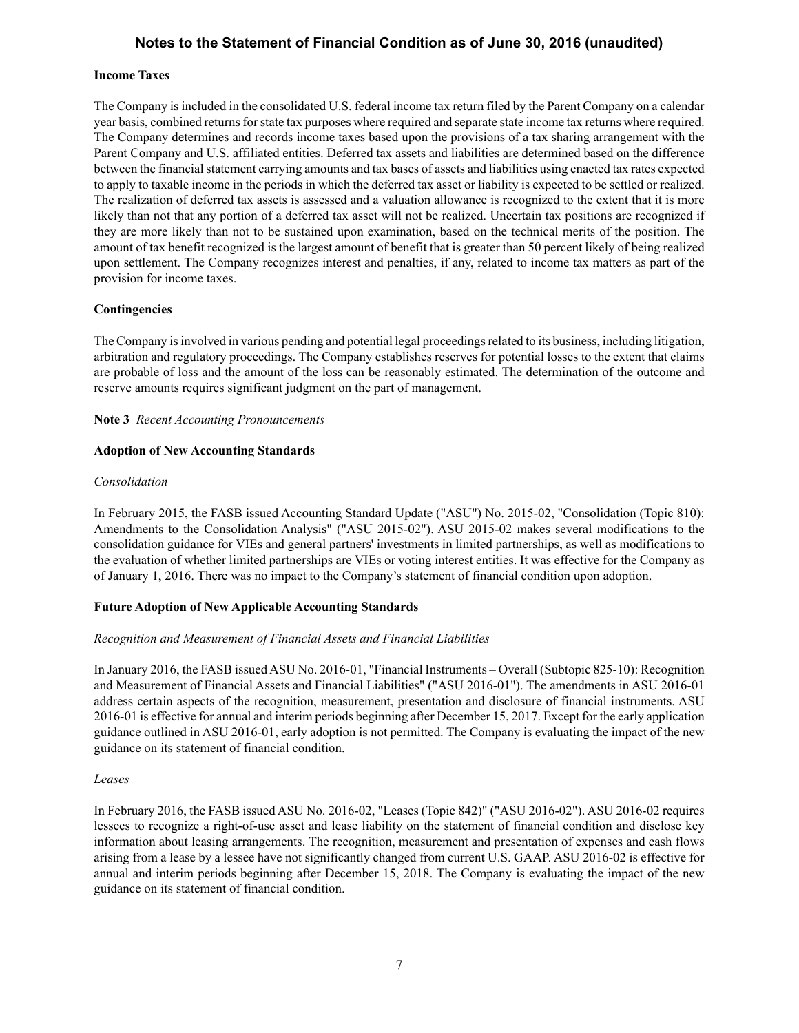**Income Taxes**

The Company is included in the consolidated U.S. federal income tax return filed by the Parent Company on a calendar year basis, combined returns for state tax purposes where required and separate state income tax returns where required. The Company determines and records income taxes based upon the provisions of a tax sharing arrangement with the Parent Company and U.S. affiliated entities. Deferred tax assets and liabilities are determined based on the difference between the financial statement carrying amounts and tax bases of assets and liabilities using enacted tax rates expected to apply to taxable income in the periods in which the deferred tax asset or liability is expected to be settled or realized. The realization of deferred tax assets is assessed and a valuation allowance is recognized to the extent that it is more likely than not that any portion of a deferred tax asset will not be realized. Uncertain tax positions are recognized if they are more likely than not to be sustained upon examination, based on the technical merits of the position. The amount of tax benefit recognized is the largest amount of benefit that is greater than 50 percent likely of being realized upon settlement. The Company recognizes interest and penalties, if any, related to income tax matters as part of the provision for income taxes.

**Contingencies**

The Company is involved in various pending and potential legal proceedings related to its business, including litigation, arbitration and regulatory proceedings. The Company establishes reserves for potential losses to the extent that claims are probable of loss and the amount of the loss can be reasonably estimated. The determination of the outcome and reserve amounts requires significant judgment on the part of management.

**Note 3** *Recent Accounting Pronouncements*

**Adoption of New Accounting Standards**

*Consolidation*

In February 2015, the FASB issued Accounting Standard Update ("ASU") No. 2015-02, "Consolidation (Topic 810): Amendments to the Consolidation Analysis" ("ASU 2015-02"). ASU 2015-02 makes several modifications to the consolidation guidance for VIEs and general partners' investments in limited partnerships, as well as modifications to the evaluation of whether limited partnerships are VIEs or voting interest entities. It was effective for the Company as of January 1, 2016. There was no impact to the Company's statement of financial condition upon adoption.

**Future Adoption of New Applicable Accounting Standards**

*Recognition and Measurement of Financial Assets and Financial Liabilities*

In January 2016, the FASB issued ASU No. 2016-01, "Financial Instruments – Overall (Subtopic 825-10): Recognition and Measurement of Financial Assets and Financial Liabilities" ("ASU 2016-01"). The amendments in ASU 2016-01 address certain aspects of the recognition, measurement, presentation and disclosure of financial instruments. ASU 2016-01 is effective for annual and interim periods beginning after December 15, 2017. Except for the early application guidance outlined in ASU 2016-01, early adoption is not permitted. The Company is evaluating the impact of the new guidance on its statement of financial condition.

*Leases*

In February 2016, the FASB issued ASU No. 2016-02, "Leases (Topic 842)" ("ASU 2016-02"). ASU 2016-02 requires lessees to recognize a right-of-use asset and lease liability on the statement of financial condition and disclose key information about leasing arrangements. The recognition, measurement and presentation of expenses and cash flows arising from a lease by a lessee have not significantly changed from current U.S. GAAP. ASU 2016-02 is effective for annual and interim periods beginning after December 15, 2018. The Company is evaluating the impact of the new guidance on its statement of financial condition.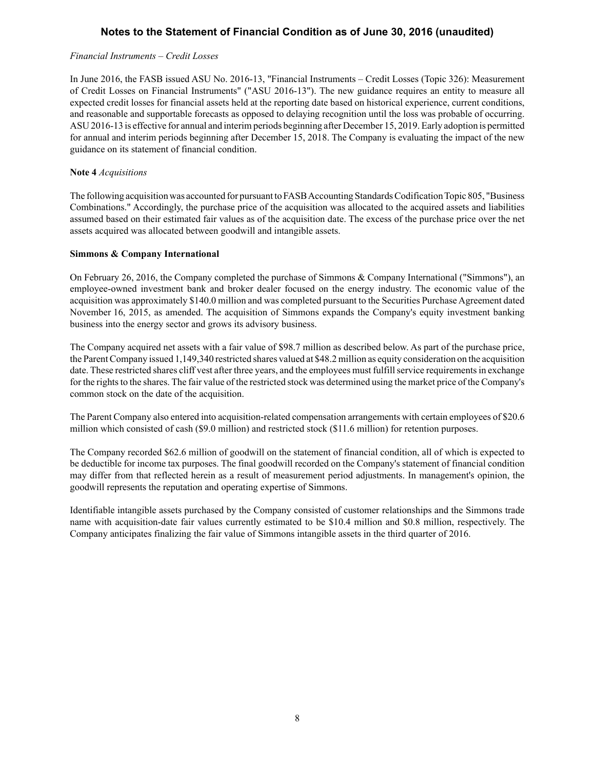*Financial Instruments – Credit Losses*

In June 2016, the FASB issued ASU No. 2016-13, "Financial Instruments – Credit Losses (Topic 326): Measurement of Credit Losses on Financial Instruments" ("ASU 2016-13"). The new guidance requires an entity to measure all expected credit losses for financial assets held at the reporting date based on historical experience, current conditions, and reasonable and supportable forecasts as opposed to delaying recognition until the loss was probable of occurring. ASU 2016-13 is effective for annual and interim periods beginning after December 15, 2019. Early adoption is permitted for annual and interim periods beginning after December 15, 2018. The Company is evaluating the impact of the new guidance on its statement of financial condition.

**Note 4** *Acquisitions*

The following acquisition was accounted for pursuant to FASB Accounting Standards Codification Topic 805, "Business Combinations." Accordingly, the purchase price of the acquisition was allocated to the acquired assets and liabilities assumed based on their estimated fair values as of the acquisition date. The excess of the purchase price over the net assets acquired was allocated between goodwill and intangible assets.

**Simmons & Company International**

On February 26, 2016, the Company completed the purchase of Simmons & Company International ("Simmons"), an employee-owned investment bank and broker dealer focused on the energy industry. The economic value of the acquisition was approximately $140.0 million and was completed pursuant to the Securities Purchase Agreement dated November 16, 2015, as amended. The acquisition of Simmons expands the Company's equity investment banking business into the energy sector and grows its advisory business.

The Company acquired net assets with a fair value of $98.7 million as described below. As part of the purchase price, the Parent Company issued 1,149,340 restricted shares valued at $48.2 million as equity consideration on the acquisition date. These restricted shares cliff vest after three years, and the employees must fulfill service requirements in exchange for the rights to the shares. The fair value of the restricted stock was determined using the market price of the Company's common stock on the date of the acquisition.

The Parent Company also entered into acquisition-related compensation arrangements with certain employees of $20.6 million which consisted of cash ($9.0 million) and restricted stock ($11.6 million) for retention purposes.

The Company recorded $62.6 million of goodwill on the statement of financial condition, all of which is expected to be deductible for income tax purposes. The final goodwill recorded on the Company's statement of financial condition may differ from that reflected herein as a result of measurement period adjustments. In management's opinion, the goodwill represents the reputation and operating expertise of Simmons.

Identifiable intangible assets purchased by the Company consisted of customer relationships and the Simmons trade name with acquisition-date fair values currently estimated to be $10.4 million and $0.8 million, respectively. The Company anticipates finalizing the fair value of Simmons intangible assets in the third quarter of 2016.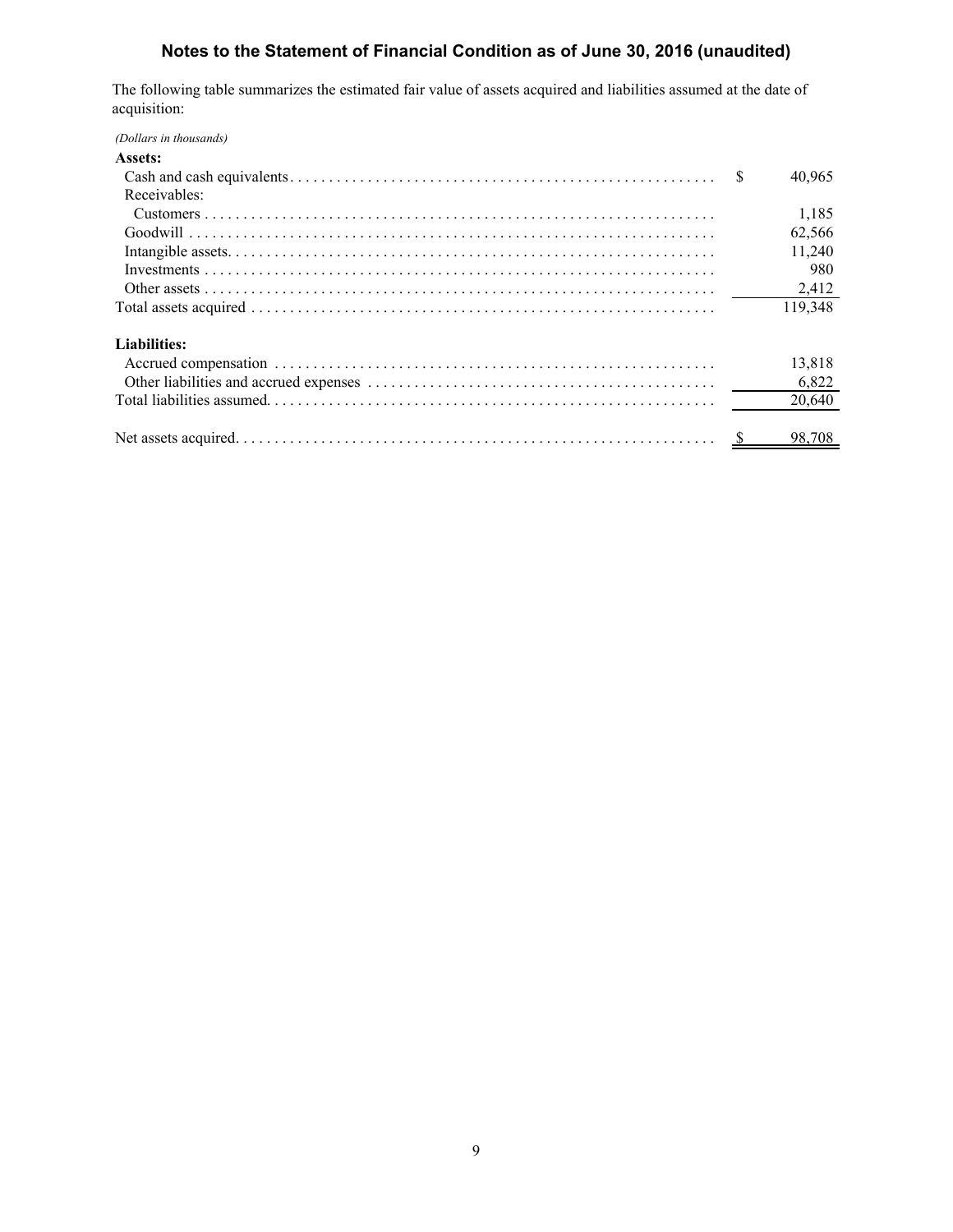## Notes to the Statement of Financial Condition as of June 30, 2016 (unaudited)

The following table summarizes the estimated fair value of assets acquired and liabilities assumed at the date of acquisition:

*(Dollars in thousands)*

| | |
|---|---|
| **Assets:** | |
| Cash and cash equivalents | $ 40,965 |
| Receivables: | |
| Customers | 1,185 |
| Goodwill | 62,566 |
| Intangible assets | 11,240 |
| Investments | 980 |
| Other assets | 2,412 |
| Total assets acquired | 119,348 |
| **Liabilities:** | |
| Accrued compensation | 13,818 |
| Other liabilities and accrued expenses | 6,822 |
| Total liabilities assumed | 20,640 |
| Net assets acquired | $ 98,708 |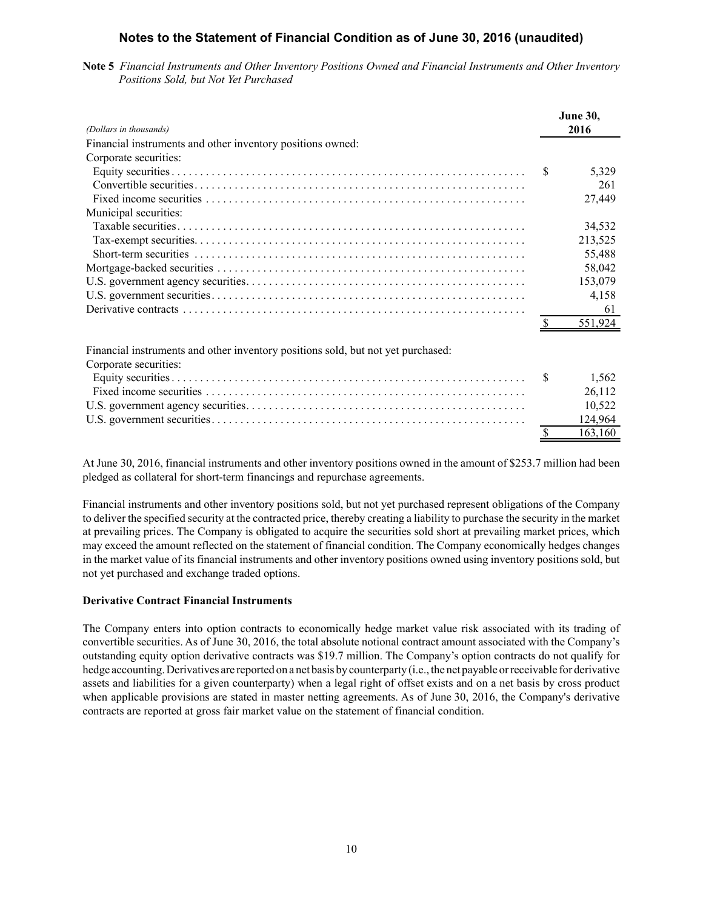## Notes to the Statement of Financial Condition as of June 30, 2016 (unaudited)

**Note 5** *Financial Instruments and Other Inventory Positions Owned and Financial Instruments and Other Inventory Positions Sold, but Not Yet Purchased*

| *(Dollars in thousands)* | **June 30, 2016** |
|---|---|
| Financial instruments and other inventory positions owned: | |
| Corporate securities: | |
| Equity securities | $ 5,329 |
| Convertible securities | 261 |
| Fixed income securities | 27,449 |
| Municipal securities: | |
| Taxable securities | 34,532 |
| Tax-exempt securities | 213,525 |
| Short-term securities | 55,488 |
| Mortgage-backed securities | 58,042 |
| U.S. government agency securities | 153,079 |
| U.S. government securities | 4,158 |
| Derivative contracts | 61 |
| | $ 551,924 |
| | |
| Financial instruments and other inventory positions sold, but not yet purchased: | |
| Corporate securities: | |
| Equity securities | $ 1,562 |
| Fixed income securities | 26,112 |
| U.S. government agency securities | 10,522 |
| U.S. government securities | 124,964 |
| | $ 163,160 |

At June 30, 2016, financial instruments and other inventory positions owned in the amount of $253.7 million had been pledged as collateral for short-term financings and repurchase agreements.

Financial instruments and other inventory positions sold, but not yet purchased represent obligations of the Company to deliver the specified security at the contracted price, thereby creating a liability to purchase the security in the market at prevailing prices. The Company is obligated to acquire the securities sold short at prevailing market prices, which may exceed the amount reflected on the statement of financial condition. The Company economically hedges changes in the market value of its financial instruments and other inventory positions owned using inventory positions sold, but not yet purchased and exchange traded options.

**Derivative Contract Financial Instruments**

The Company enters into option contracts to economically hedge market value risk associated with its trading of convertible securities. As of June 30, 2016, the total absolute notional contract amount associated with the Company's outstanding equity option derivative contracts was $19.7 million. The Company's option contracts do not qualify for hedge accounting. Derivatives are reported on a net basis by counterparty (i.e., the net payable or receivable for derivative assets and liabilities for a given counterparty) when a legal right of offset exists and on a net basis by cross product when applicable provisions are stated in master netting agreements. As of June 30, 2016, the Company's derivative contracts are reported at gross fair market value on the statement of financial condition.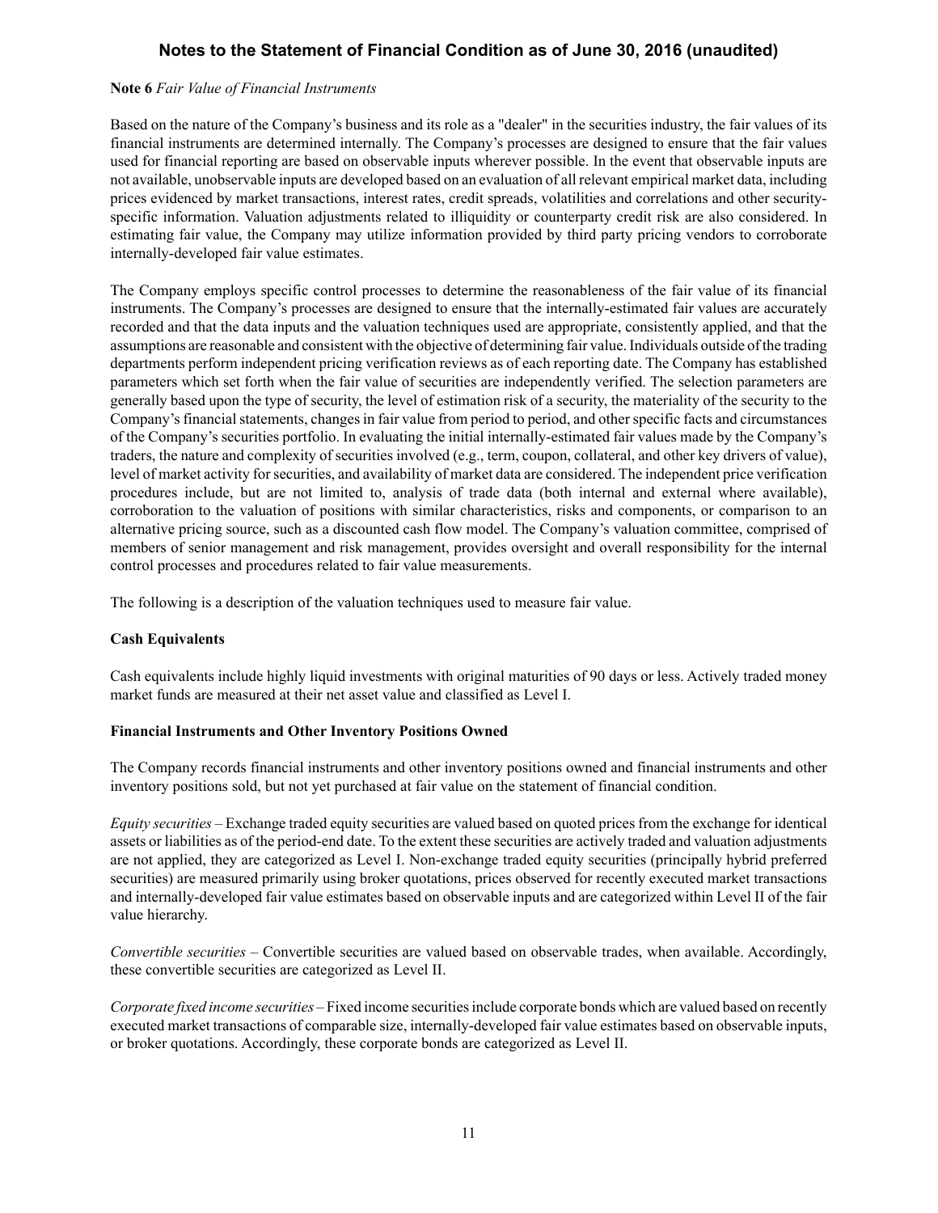# Notes to the Statement of Financial Condition as of June 30, 2016 (unaudited)

**Note 6** *Fair Value of Financial Instruments*

Based on the nature of the Company's business and its role as a "dealer" in the securities industry, the fair values of its financial instruments are determined internally. The Company's processes are designed to ensure that the fair values used for financial reporting are based on observable inputs wherever possible. In the event that observable inputs are not available, unobservable inputs are developed based on an evaluation of all relevant empirical market data, including prices evidenced by market transactions, interest rates, credit spreads, volatilities and correlations and other security-specific information. Valuation adjustments related to illiquidity or counterparty credit risk are also considered. In estimating fair value, the Company may utilize information provided by third party pricing vendors to corroborate internally-developed fair value estimates.

The Company employs specific control processes to determine the reasonableness of the fair value of its financial instruments. The Company's processes are designed to ensure that the internally-estimated fair values are accurately recorded and that the data inputs and the valuation techniques used are appropriate, consistently applied, and that the assumptions are reasonable and consistent with the objective of determining fair value. Individuals outside of the trading departments perform independent pricing verification reviews as of each reporting date. The Company has established parameters which set forth when the fair value of securities are independently verified. The selection parameters are generally based upon the type of security, the level of estimation risk of a security, the materiality of the security to the Company's financial statements, changes in fair value from period to period, and other specific facts and circumstances of the Company's securities portfolio. In evaluating the initial internally-estimated fair values made by the Company's traders, the nature and complexity of securities involved (e.g., term, coupon, collateral, and other key drivers of value), level of market activity for securities, and availability of market data are considered. The independent price verification procedures include, but are not limited to, analysis of trade data (both internal and external where available), corroboration to the valuation of positions with similar characteristics, risks and components, or comparison to an alternative pricing source, such as a discounted cash flow model. The Company's valuation committee, comprised of members of senior management and risk management, provides oversight and overall responsibility for the internal control processes and procedures related to fair value measurements.

The following is a description of the valuation techniques used to measure fair value.

**Cash Equivalents**

Cash equivalents include highly liquid investments with original maturities of 90 days or less. Actively traded money market funds are measured at their net asset value and classified as Level I.

**Financial Instruments and Other Inventory Positions Owned**

The Company records financial instruments and other inventory positions owned and financial instruments and other inventory positions sold, but not yet purchased at fair value on the statement of financial condition.

*Equity securities* – Exchange traded equity securities are valued based on quoted prices from the exchange for identical assets or liabilities as of the period-end date. To the extent these securities are actively traded and valuation adjustments are not applied, they are categorized as Level I. Non-exchange traded equity securities (principally hybrid preferred securities) are measured primarily using broker quotations, prices observed for recently executed market transactions and internally-developed fair value estimates based on observable inputs and are categorized within Level II of the fair value hierarchy.

*Convertible securities* – Convertible securities are valued based on observable trades, when available. Accordingly, these convertible securities are categorized as Level II.

*Corporate fixed income securities* – Fixed income securities include corporate bonds which are valued based on recently executed market transactions of comparable size, internally-developed fair value estimates based on observable inputs, or broker quotations. Accordingly, these corporate bonds are categorized as Level II.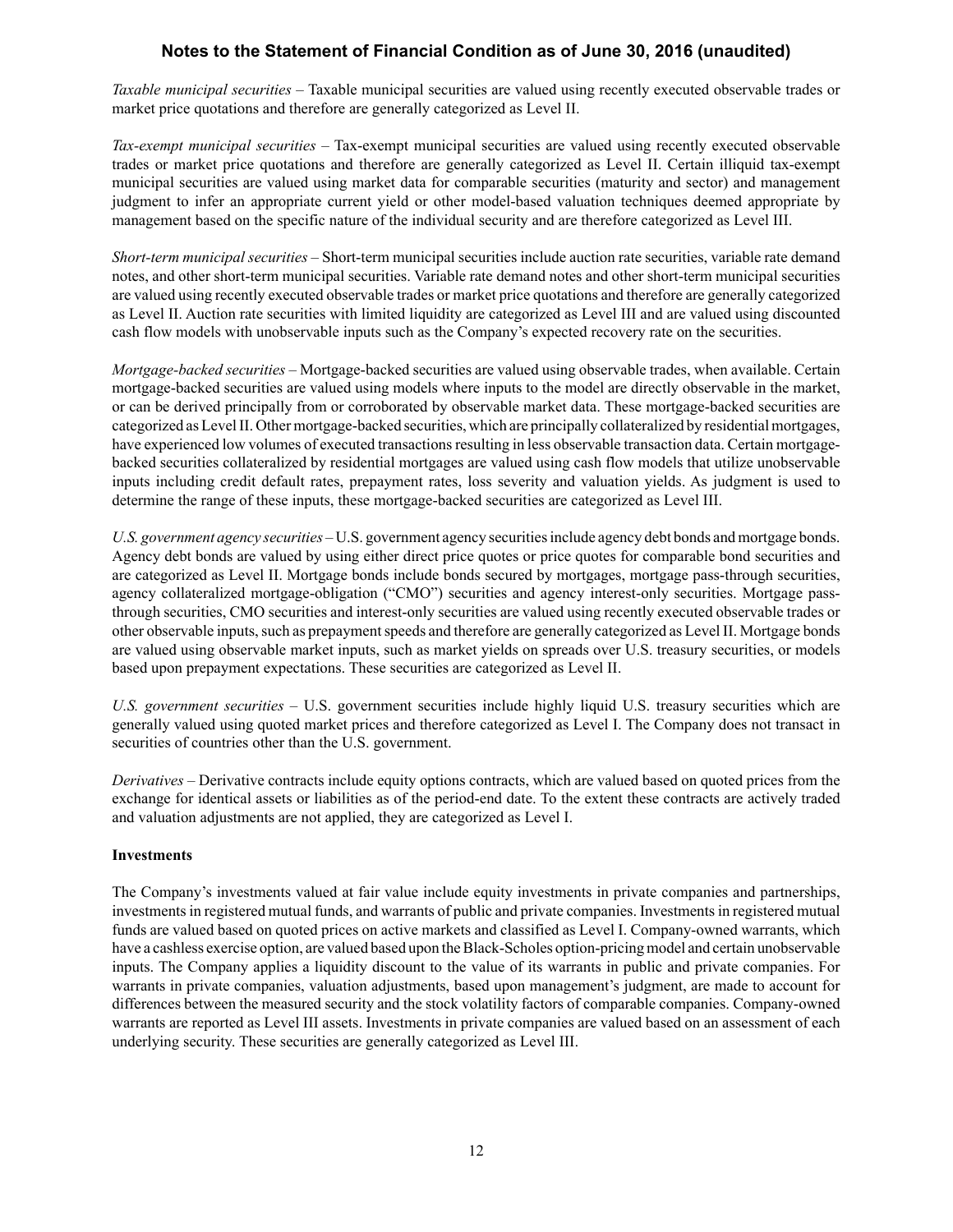*Taxable municipal securities* – Taxable municipal securities are valued using recently executed observable trades or market price quotations and therefore are generally categorized as Level II.

*Tax-exempt municipal securities* – Tax-exempt municipal securities are valued using recently executed observable trades or market price quotations and therefore are generally categorized as Level II. Certain illiquid tax-exempt municipal securities are valued using market data for comparable securities (maturity and sector) and management judgment to infer an appropriate current yield or other model-based valuation techniques deemed appropriate by management based on the specific nature of the individual security and are therefore categorized as Level III.

*Short-term municipal securities* – Short-term municipal securities include auction rate securities, variable rate demand notes, and other short-term municipal securities. Variable rate demand notes and other short-term municipal securities are valued using recently executed observable trades or market price quotations and therefore are generally categorized as Level II. Auction rate securities with limited liquidity are categorized as Level III and are valued using discounted cash flow models with unobservable inputs such as the Company's expected recovery rate on the securities.

*Mortgage-backed securities* – Mortgage-backed securities are valued using observable trades, when available. Certain mortgage-backed securities are valued using models where inputs to the model are directly observable in the market, or can be derived principally from or corroborated by observable market data. These mortgage-backed securities are categorized as Level II. Other mortgage-backed securities, which are principally collateralized by residential mortgages, have experienced low volumes of executed transactions resulting in less observable transaction data. Certain mortgage-backed securities collateralized by residential mortgages are valued using cash flow models that utilize unobservable inputs including credit default rates, prepayment rates, loss severity and valuation yields. As judgment is used to determine the range of these inputs, these mortgage-backed securities are categorized as Level III.

*U.S. government agency securities* – U.S. government agency securities include agency debt bonds and mortgage bonds. Agency debt bonds are valued by using either direct price quotes or price quotes for comparable bond securities and are categorized as Level II. Mortgage bonds include bonds secured by mortgages, mortgage pass-through securities, agency collateralized mortgage-obligation ("CMO") securities and agency interest-only securities. Mortgage pass-through securities, CMO securities and interest-only securities are valued using recently executed observable trades or other observable inputs, such as prepayment speeds and therefore are generally categorized as Level II. Mortgage bonds are valued using observable market inputs, such as market yields on spreads over U.S. treasury securities, or models based upon prepayment expectations. These securities are categorized as Level II.

*U.S. government securities* – U.S. government securities include highly liquid U.S. treasury securities which are generally valued using quoted market prices and therefore categorized as Level I. The Company does not transact in securities of countries other than the U.S. government.

*Derivatives* – Derivative contracts include equity options contracts, which are valued based on quoted prices from the exchange for identical assets or liabilities as of the period-end date. To the extent these contracts are actively traded and valuation adjustments are not applied, they are categorized as Level I.

**Investments**

The Company's investments valued at fair value include equity investments in private companies and partnerships, investments in registered mutual funds, and warrants of public and private companies. Investments in registered mutual funds are valued based on quoted prices on active markets and classified as Level I. Company-owned warrants, which have a cashless exercise option, are valued based upon the Black-Scholes option-pricing model and certain unobservable inputs. The Company applies a liquidity discount to the value of its warrants in public and private companies. For warrants in private companies, valuation adjustments, based upon management's judgment, are made to account for differences between the measured security and the stock volatility factors of comparable companies. Company-owned warrants are reported as Level III assets. Investments in private companies are valued based on an assessment of each underlying security. These securities are generally categorized as Level III.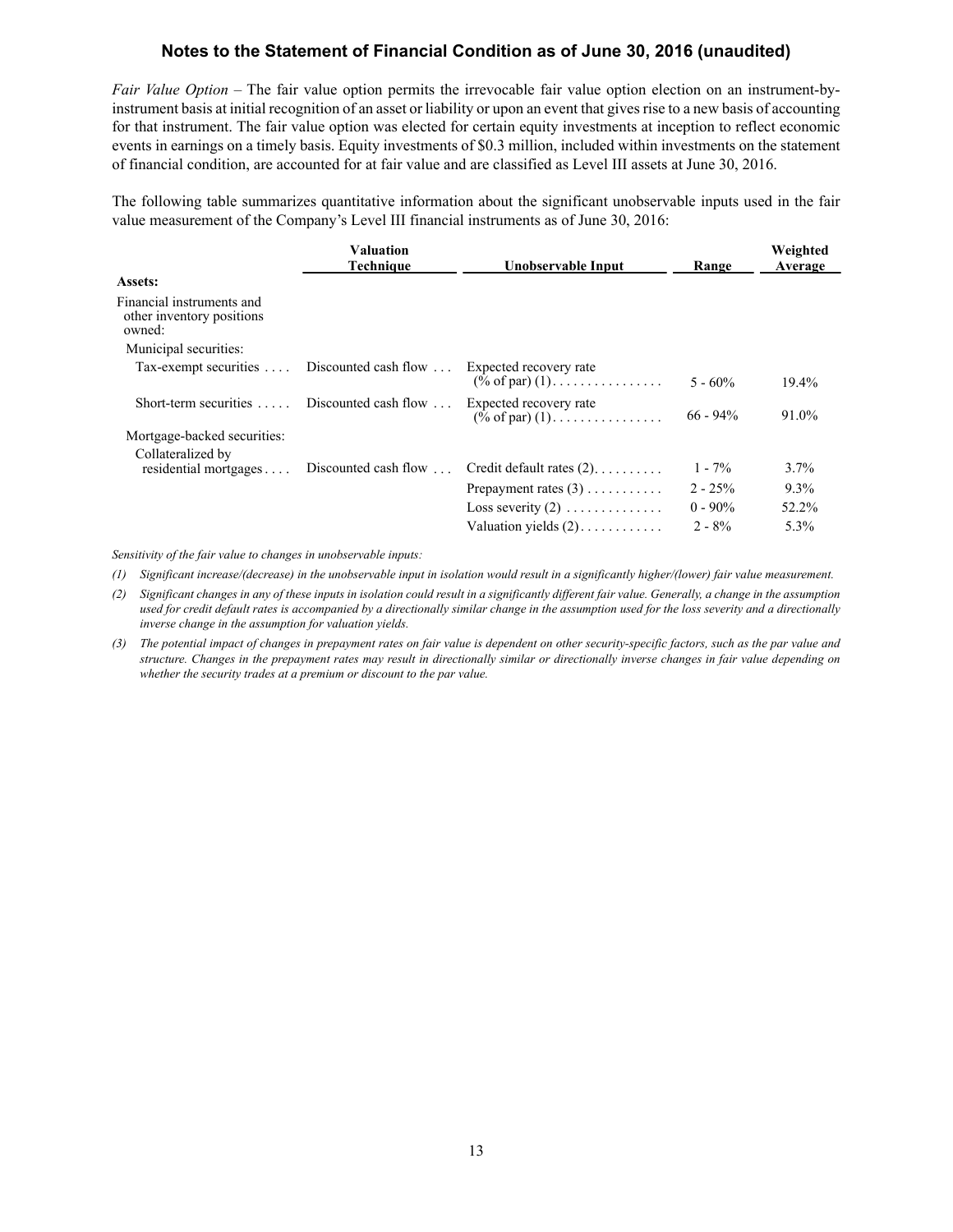*Fair Value Option* – The fair value option permits the irrevocable fair value option election on an instrument-by-instrument basis at initial recognition of an asset or liability or upon an event that gives rise to a new basis of accounting for that instrument. The fair value option was elected for certain equity investments at inception to reflect economic events in earnings on a timely basis. Equity investments of $0.3 million, included within investments on the statement of financial condition, are accounted for at fair value and are classified as Level III assets at June 30, 2016.

The following table summarizes quantitative information about the significant unobservable inputs used in the fair value measurement of the Company's Level III financial instruments as of June 30, 2016:

| | Valuation Technique | Unobservable Input | Range | Weighted Average |
|---|---|---|---|---|
| **Assets:** | | | | |
| Financial instruments and other inventory positions owned: | | | | |
| Municipal securities: | | | | |
| Tax-exempt securities | Discounted cash flow | Expected recovery rate (% of par) (1) | 5 - 60% | 19.4% |
| Short-term securities | Discounted cash flow | Expected recovery rate (% of par) (1) | 66 - 94% | 91.0% |
| Mortgage-backed securities: | | | | |
| Collateralized by residential mortgages | Discounted cash flow | Credit default rates (2) | 1 - 7% | 3.7% |
| | | Prepayment rates (3) | 2 - 25% | 9.3% |
| | | Loss severity (2) | 0 - 90% | 52.2% |
| | | Valuation yields (2) | 2 - 8% | 5.3% |

*Sensitivity of the fair value to changes in unobservable inputs:*

*(1) Significant increase/(decrease) in the unobservable input in isolation would result in a significantly higher/(lower) fair value measurement.*

*(2) Significant changes in any of these inputs in isolation could result in a significantly different fair value. Generally, a change in the assumption used for credit default rates is accompanied by a directionally similar change in the assumption used for the loss severity and a directionally inverse change in the assumption for valuation yields.*

*(3) The potential impact of changes in prepayment rates on fair value is dependent on other security-specific factors, such as the par value and structure. Changes in the prepayment rates may result in directionally similar or directionally inverse changes in fair value depending on whether the security trades at a premium or discount to the par value.*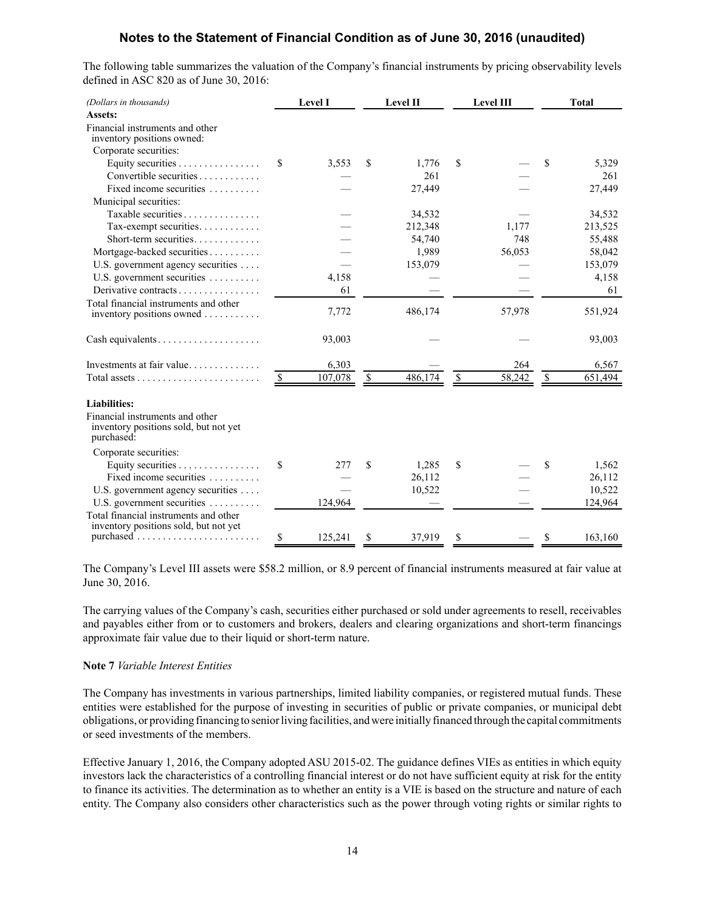## Notes to the Statement of Financial Condition as of June 30, 2016 (unaudited)

The following table summarizes the valuation of the Company's financial instruments by pricing observability levels defined in ASC 820 as of June 30, 2016:

| *(Dollars in thousands)* | Level I | Level II | Level III | Total |
|---|---|---|---|---|
| **Assets:** | | | | |
| Financial instruments and other inventory positions owned: | | | | |
| Corporate securities: | | | | |
| Equity securities | $ 3,553 | $ 1,776 | $ — | $ 5,329 |
| Convertible securities | — | 261 | — | 261 |
| Fixed income securities | — | 27,449 | — | 27,449 |
| Municipal securities: | | | | |
| Taxable securities | — | 34,532 | — | 34,532 |
| Tax-exempt securities | — | 212,348 | 1,177 | 213,525 |
| Short-term securities | — | 54,740 | 748 | 55,488 |
| Mortgage-backed securities | — | 1,989 | 56,053 | 58,042 |
| U.S. government agency securities | — | 153,079 | — | 153,079 |
| U.S. government securities | 4,158 | — | — | 4,158 |
| Derivative contracts | 61 | — | — | 61 |
| Total financial instruments and other inventory positions owned | 7,772 | 486,174 | 57,978 | 551,924 |
| Cash equivalents | 93,003 | — | — | 93,003 |
| Investments at fair value | 6,303 | — | 264 | 6,567 |
| Total assets | $ 107,078 | $ 486,174 | $ 58,242 | $ 651,494 |
| **Liabilities:** | | | | |
| Financial instruments and other inventory positions sold, but not yet purchased: | | | | |
| Corporate securities: | | | | |
| Equity securities | $ 277 | $ 1,285 | $ — | $ 1,562 |
| Fixed income securities | — | 26,112 | — | 26,112 |
| U.S. government agency securities | — | 10,522 | — | 10,522 |
| U.S. government securities | 124,964 | — | — | 124,964 |
| Total financial instruments and other inventory positions sold, but not yet purchased | $ 125,241 | $ 37,919 | $ — | $ 163,160 |

The Company's Level III assets were $58.2 million, or 8.9 percent of financial instruments measured at fair value at June 30, 2016.

The carrying values of the Company's cash, securities either purchased or sold under agreements to resell, receivables and payables either from or to customers and brokers, dealers and clearing organizations and short-term financings approximate fair value due to their liquid or short-term nature.

**Note 7** *Variable Interest Entities*

The Company has investments in various partnerships, limited liability companies, or registered mutual funds. These entities were established for the purpose of investing in securities of public or private companies, or municipal debt obligations, or providing financing to senior living facilities, and were initially financed through the capital commitments or seed investments of the members.

Effective January 1, 2016, the Company adopted ASU 2015-02. The guidance defines VIEs as entities in which equity investors lack the characteristics of a controlling financial interest or do not have sufficient equity at risk for the entity to finance its activities. The determination as to whether an entity is a VIE is based on the structure and nature of each entity. The Company also considers other characteristics such as the power through voting rights or similar rights to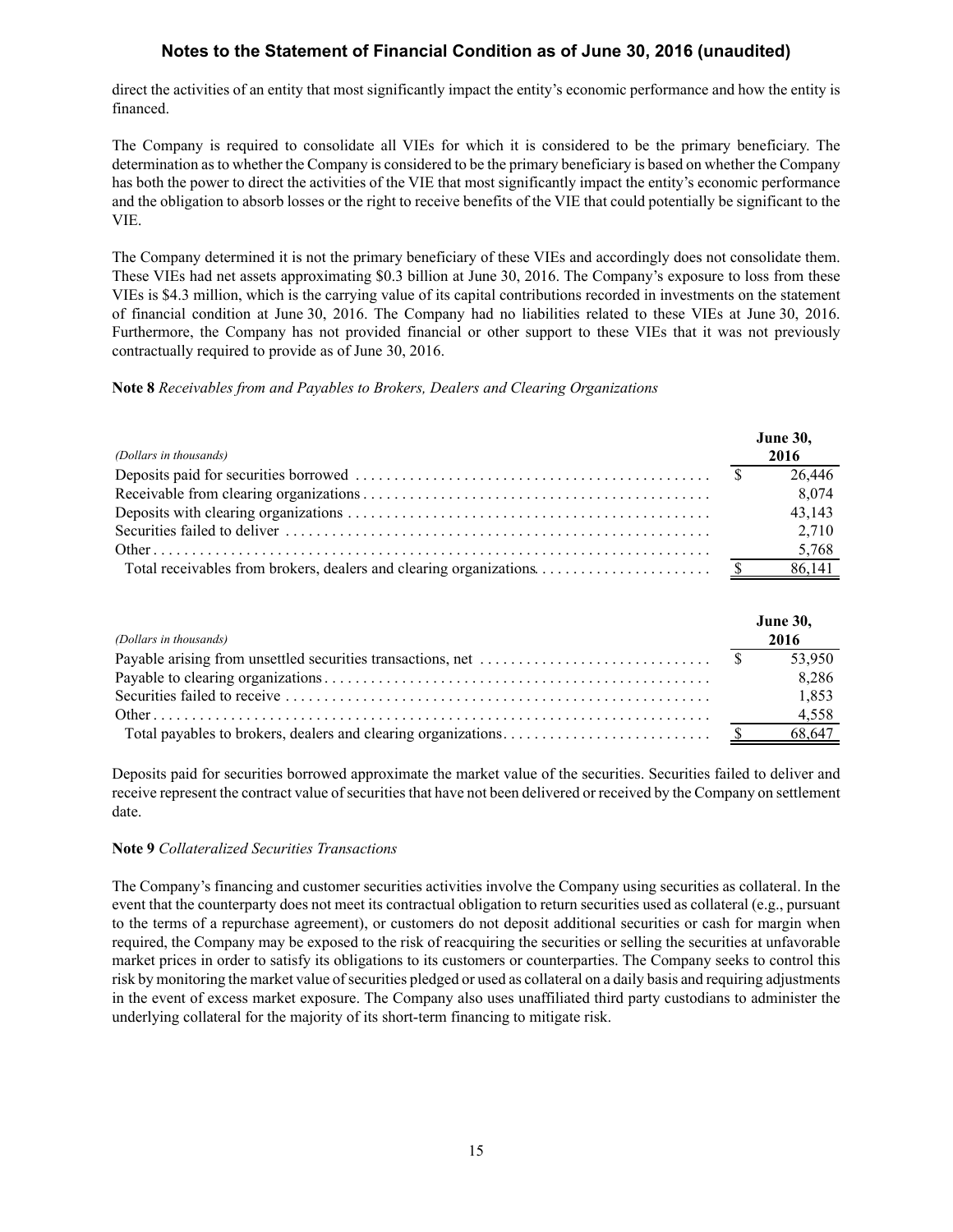direct the activities of an entity that most significantly impact the entity's economic performance and how the entity is financed.

The Company is required to consolidate all VIEs for which it is considered to be the primary beneficiary. The determination as to whether the Company is considered to be the primary beneficiary is based on whether the Company has both the power to direct the activities of the VIE that most significantly impact the entity's economic performance and the obligation to absorb losses or the right to receive benefits of the VIE that could potentially be significant to the VIE.

The Company determined it is not the primary beneficiary of these VIEs and accordingly does not consolidate them. These VIEs had net assets approximating $0.3 billion at June 30, 2016. The Company's exposure to loss from these VIEs is $4.3 million, which is the carrying value of its capital contributions recorded in investments on the statement of financial condition at June 30, 2016. The Company had no liabilities related to these VIEs at June 30, 2016. Furthermore, the Company has not provided financial or other support to these VIEs that it was not previously contractually required to provide as of June 30, 2016.

**Note 8** *Receivables from and Payables to Brokers, Dealers and Clearing Organizations*

| *(Dollars in thousands)* | June 30, 2016 |
|---|---|
| Deposits paid for securities borrowed | $ 26,446 |
| Receivable from clearing organizations | 8,074 |
| Deposits with clearing organizations | 43,143 |
| Securities failed to deliver | 2,710 |
| Other | 5,768 |
| Total receivables from brokers, dealers and clearing organizations | $ 86,141 |

| *(Dollars in thousands)* | June 30, 2016 |
|---|---|
| Payable arising from unsettled securities transactions, net | $ 53,950 |
| Payable to clearing organizations | 8,286 |
| Securities failed to receive | 1,853 |
| Other | 4,558 |
| Total payables to brokers, dealers and clearing organizations | $ 68,647 |

Deposits paid for securities borrowed approximate the market value of the securities. Securities failed to deliver and receive represent the contract value of securities that have not been delivered or received by the Company on settlement date.

**Note 9** *Collateralized Securities Transactions*

The Company's financing and customer securities activities involve the Company using securities as collateral. In the event that the counterparty does not meet its contractual obligation to return securities used as collateral (e.g., pursuant to the terms of a repurchase agreement), or customers do not deposit additional securities or cash for margin when required, the Company may be exposed to the risk of reacquiring the securities or selling the securities at unfavorable market prices in order to satisfy its obligations to its customers or counterparties. The Company seeks to control this risk by monitoring the market value of securities pledged or used as collateral on a daily basis and requiring adjustments in the event of excess market exposure. The Company also uses unaffiliated third party custodians to administer the underlying collateral for the majority of its short-term financing to mitigate risk.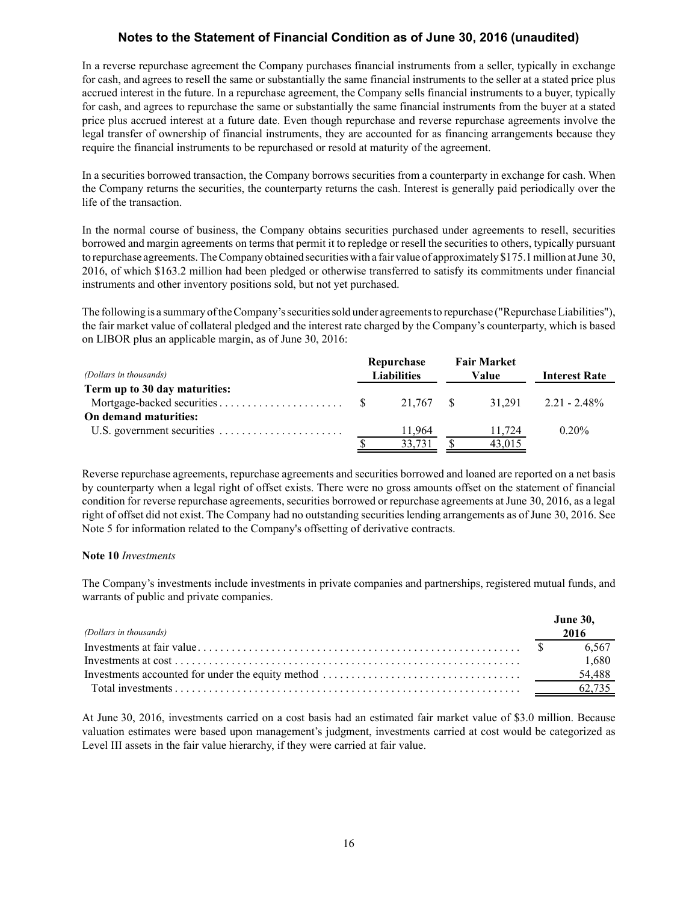In a reverse repurchase agreement the Company purchases financial instruments from a seller, typically in exchange for cash, and agrees to resell the same or substantially the same financial instruments to the seller at a stated price plus accrued interest in the future. In a repurchase agreement, the Company sells financial instruments to a buyer, typically for cash, and agrees to repurchase the same or substantially the same financial instruments from the buyer at a stated price plus accrued interest at a future date. Even though repurchase and reverse repurchase agreements involve the legal transfer of ownership of financial instruments, they are accounted for as financing arrangements because they require the financial instruments to be repurchased or resold at maturity of the agreement.

In a securities borrowed transaction, the Company borrows securities from a counterparty in exchange for cash. When the Company returns the securities, the counterparty returns the cash. Interest is generally paid periodically over the life of the transaction.

In the normal course of business, the Company obtains securities purchased under agreements to resell, securities borrowed and margin agreements on terms that permit it to repledge or resell the securities to others, typically pursuant to repurchase agreements. The Company obtained securities with a fair value of approximately $175.1 million at June 30, 2016, of which $163.2 million had been pledged or otherwise transferred to satisfy its commitments under financial instruments and other inventory positions sold, but not yet purchased.

The following is a summary of the Company's securities sold under agreements to repurchase ("Repurchase Liabilities"), the fair market value of collateral pledged and the interest rate charged by the Company's counterparty, which is based on LIBOR plus an applicable margin, as of June 30, 2016:

| *(Dollars in thousands)* | Repurchase Liabilities | Fair Market Value | Interest Rate |
|---|---|---|---|
| **Term up to 30 day maturities:** | | | |
| Mortgage-backed securities | $ 21,767 | $ 31,291 | 2.21 - 2.48% |
| **On demand maturities:** | | | |
| U.S. government securities | 11,964 | 11,724 | 0.20% |
| | $ 33,731 | $ 43,015 | |

Reverse repurchase agreements, repurchase agreements and securities borrowed and loaned are reported on a net basis by counterparty when a legal right of offset exists. There were no gross amounts offset on the statement of financial condition for reverse repurchase agreements, securities borrowed or repurchase agreements at June 30, 2016, as a legal right of offset did not exist. The Company had no outstanding securities lending arrangements as of June 30, 2016. See Note 5 for information related to the Company's offsetting of derivative contracts.

**Note 10** *Investments*

The Company's investments include investments in private companies and partnerships, registered mutual funds, and warrants of public and private companies.

| *(Dollars in thousands)* | June 30, 2016 |
|---|---|
| Investments at fair value | $ 6,567 |
| Investments at cost | 1,680 |
| Investments accounted for under the equity method | 54,488 |
| Total investments | 62,735 |

At June 30, 2016, investments carried on a cost basis had an estimated fair market value of $3.0 million. Because valuation estimates were based upon management's judgment, investments carried at cost would be categorized as Level III assets in the fair value hierarchy, if they were carried at fair value.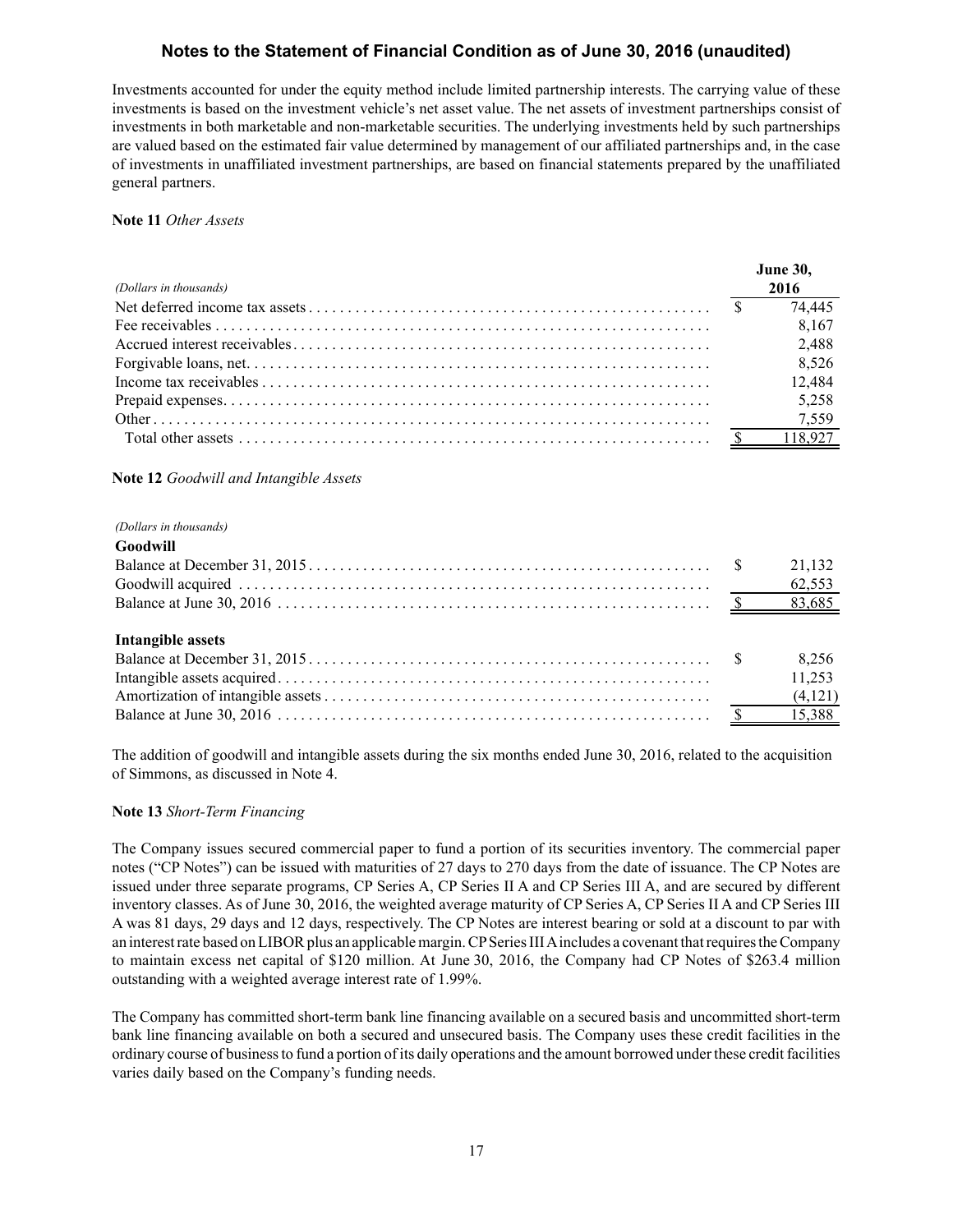Investments accounted for under the equity method include limited partnership interests. The carrying value of these investments is based on the investment vehicle's net asset value. The net assets of investment partnerships consist of investments in both marketable and non-marketable securities. The underlying investments held by such partnerships are valued based on the estimated fair value determined by management of our affiliated partnerships and, in the case of investments in unaffiliated investment partnerships, are based on financial statements prepared by the unaffiliated general partners.

**Note 11** *Other Assets*

| *(Dollars in thousands)* | June 30, 2016 |
|---|---|
| Net deferred income tax assets | $ 74,445 |
| Fee receivables | 8,167 |
| Accrued interest receivables | 2,488 |
| Forgivable loans, net. | 8,526 |
| Income tax receivables | 12,484 |
| Prepaid expenses. | 5,258 |
| Other | 7,559 |
| Total other assets | $ 118,927 |

**Note 12** *Goodwill and Intangible Assets*

| *(Dollars in thousands)* | |
|---|---|
| **Goodwill** | |
| Balance at December 31, 2015 | $ 21,132 |
| Goodwill acquired | 62,553 |
| Balance at June 30, 2016 | $ 83,685 |
| | |
| **Intangible assets** | |
| Balance at December 31, 2015 | $ 8,256 |
| Intangible assets acquired | 11,253 |
| Amortization of intangible assets | (4,121) |
| Balance at June 30, 2016 | $ 15,388 |

The addition of goodwill and intangible assets during the six months ended June 30, 2016, related to the acquisition of Simmons, as discussed in Note 4.

**Note 13** *Short-Term Financing*

The Company issues secured commercial paper to fund a portion of its securities inventory. The commercial paper notes ("CP Notes") can be issued with maturities of 27 days to 270 days from the date of issuance. The CP Notes are issued under three separate programs, CP Series A, CP Series II A and CP Series III A, and are secured by different inventory classes. As of June 30, 2016, the weighted average maturity of CP Series A, CP Series II A and CP Series III A was 81 days, 29 days and 12 days, respectively. The CP Notes are interest bearing or sold at a discount to par with an interest rate based on LIBOR plus an applicable margin. CP Series III A includes a covenant that requires the Company to maintain excess net capital of $120 million. At June 30, 2016, the Company had CP Notes of $263.4 million outstanding with a weighted average interest rate of 1.99%.

The Company has committed short-term bank line financing available on a secured basis and uncommitted short-term bank line financing available on both a secured and unsecured basis. The Company uses these credit facilities in the ordinary course of business to fund a portion of its daily operations and the amount borrowed under these credit facilities varies daily based on the Company's funding needs.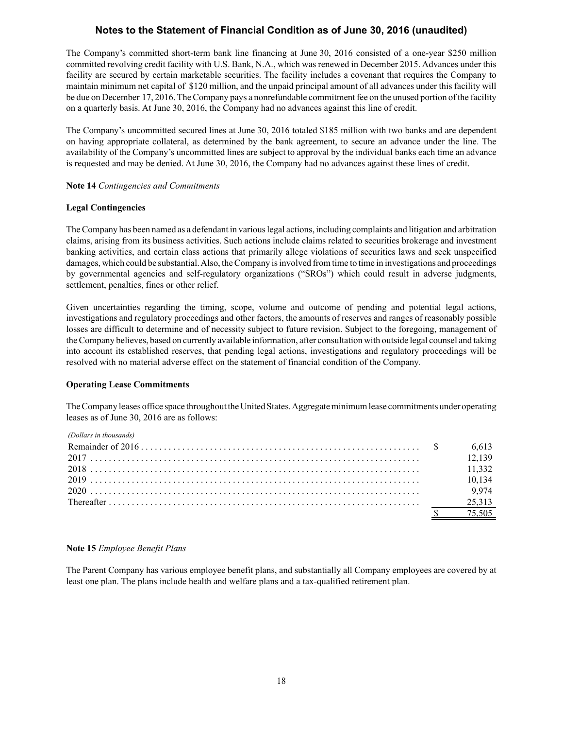## Notes to the Statement of Financial Condition as of June 30, 2016 (unaudited)

The Company's committed short-term bank line financing at June 30, 2016 consisted of a one-year $250 million committed revolving credit facility with U.S. Bank, N.A., which was renewed in December 2015. Advances under this facility are secured by certain marketable securities. The facility includes a covenant that requires the Company to maintain minimum net capital of $120 million, and the unpaid principal amount of all advances under this facility will be due on December 17, 2016. The Company pays a nonrefundable commitment fee on the unused portion of the facility on a quarterly basis. At June 30, 2016, the Company had no advances against this line of credit.

The Company's uncommitted secured lines at June 30, 2016 totaled $185 million with two banks and are dependent on having appropriate collateral, as determined by the bank agreement, to secure an advance under the line. The availability of the Company's uncommitted lines are subject to approval by the individual banks each time an advance is requested and may be denied. At June 30, 2016, the Company had no advances against these lines of credit.

**Note 14** *Contingencies and Commitments*

**Legal Contingencies**

The Company has been named as a defendant in various legal actions, including complaints and litigation and arbitration claims, arising from its business activities. Such actions include claims related to securities brokerage and investment banking activities, and certain class actions that primarily allege violations of securities laws and seek unspecified damages, which could be substantial. Also, the Company is involved from time to time in investigations and proceedings by governmental agencies and self-regulatory organizations ("SROs") which could result in adverse judgments, settlement, penalties, fines or other relief.

Given uncertainties regarding the timing, scope, volume and outcome of pending and potential legal actions, investigations and regulatory proceedings and other factors, the amounts of reserves and ranges of reasonably possible losses are difficult to determine and of necessity subject to future revision. Subject to the foregoing, management of the Company believes, based on currently available information, after consultation with outside legal counsel and taking into account its established reserves, that pending legal actions, investigations and regulatory proceedings will be resolved with no material adverse effect on the statement of financial condition of the Company.

**Operating Lease Commitments**

The Company leases office space throughout the United States. Aggregate minimum lease commitments under operating leases as of June 30, 2016 are as follows:

| *(Dollars in thousands)* | |
|---|---|
| Remainder of 2016 | $ 6,613 |
| 2017 | 12,139 |
| 2018 | 11,332 |
| 2019 | 10,134 |
| 2020 | 9,974 |
| Thereafter | 25,313 |
| | $ 75,505 |

**Note 15** *Employee Benefit Plans*

The Parent Company has various employee benefit plans, and substantially all Company employees are covered by at least one plan. The plans include health and welfare plans and a tax-qualified retirement plan.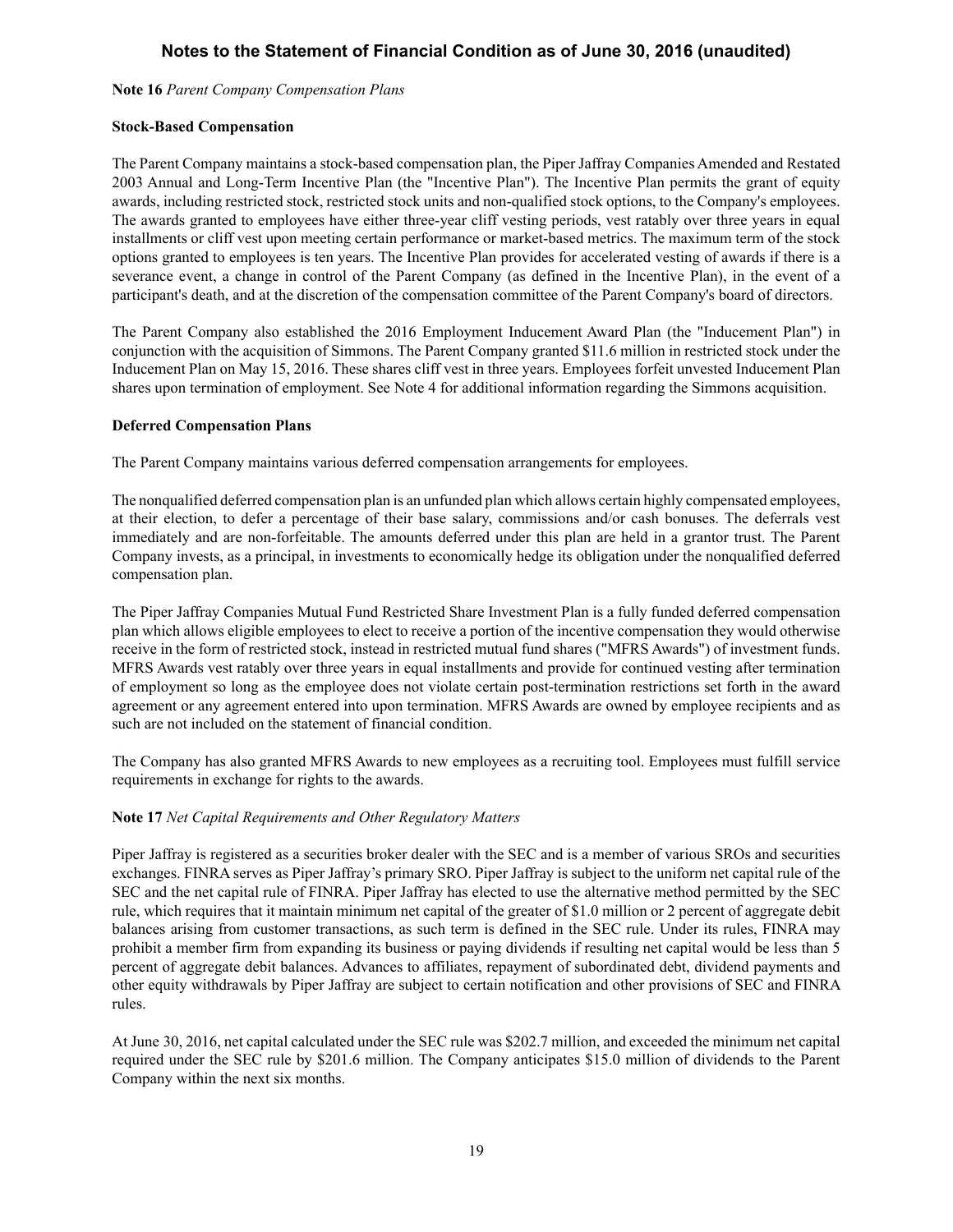**Note 16** *Parent Company Compensation Plans*

**Stock-Based Compensation**

The Parent Company maintains a stock-based compensation plan, the Piper Jaffray Companies Amended and Restated 2003 Annual and Long-Term Incentive Plan (the "Incentive Plan"). The Incentive Plan permits the grant of equity awards, including restricted stock, restricted stock units and non-qualified stock options, to the Company's employees. The awards granted to employees have either three-year cliff vesting periods, vest ratably over three years in equal installments or cliff vest upon meeting certain performance or market-based metrics. The maximum term of the stock options granted to employees is ten years. The Incentive Plan provides for accelerated vesting of awards if there is a severance event, a change in control of the Parent Company (as defined in the Incentive Plan), in the event of a participant's death, and at the discretion of the compensation committee of the Parent Company's board of directors.

The Parent Company also established the 2016 Employment Inducement Award Plan (the "Inducement Plan") in conjunction with the acquisition of Simmons. The Parent Company granted $11.6 million in restricted stock under the Inducement Plan on May 15, 2016. These shares cliff vest in three years. Employees forfeit unvested Inducement Plan shares upon termination of employment. See Note 4 for additional information regarding the Simmons acquisition.

**Deferred Compensation Plans**

The Parent Company maintains various deferred compensation arrangements for employees.

The nonqualified deferred compensation plan is an unfunded plan which allows certain highly compensated employees, at their election, to defer a percentage of their base salary, commissions and/or cash bonuses. The deferrals vest immediately and are non-forfeitable. The amounts deferred under this plan are held in a grantor trust. The Parent Company invests, as a principal, in investments to economically hedge its obligation under the nonqualified deferred compensation plan.

The Piper Jaffray Companies Mutual Fund Restricted Share Investment Plan is a fully funded deferred compensation plan which allows eligible employees to elect to receive a portion of the incentive compensation they would otherwise receive in the form of restricted stock, instead in restricted mutual fund shares ("MFRS Awards") of investment funds. MFRS Awards vest ratably over three years in equal installments and provide for continued vesting after termination of employment so long as the employee does not violate certain post-termination restrictions set forth in the award agreement or any agreement entered into upon termination. MFRS Awards are owned by employee recipients and as such are not included on the statement of financial condition.

The Company has also granted MFRS Awards to new employees as a recruiting tool. Employees must fulfill service requirements in exchange for rights to the awards.

**Note 17** *Net Capital Requirements and Other Regulatory Matters*

Piper Jaffray is registered as a securities broker dealer with the SEC and is a member of various SROs and securities exchanges. FINRA serves as Piper Jaffray's primary SRO. Piper Jaffray is subject to the uniform net capital rule of the SEC and the net capital rule of FINRA. Piper Jaffray has elected to use the alternative method permitted by the SEC rule, which requires that it maintain minimum net capital of the greater of $1.0 million or 2 percent of aggregate debit balances arising from customer transactions, as such term is defined in the SEC rule. Under its rules, FINRA may prohibit a member firm from expanding its business or paying dividends if resulting net capital would be less than 5 percent of aggregate debit balances. Advances to affiliates, repayment of subordinated debt, dividend payments and other equity withdrawals by Piper Jaffray are subject to certain notification and other provisions of SEC and FINRA rules.

At June 30, 2016, net capital calculated under the SEC rule was $202.7 million, and exceeded the minimum net capital required under the SEC rule by $201.6 million. The Company anticipates $15.0 million of dividends to the Parent Company within the next six months.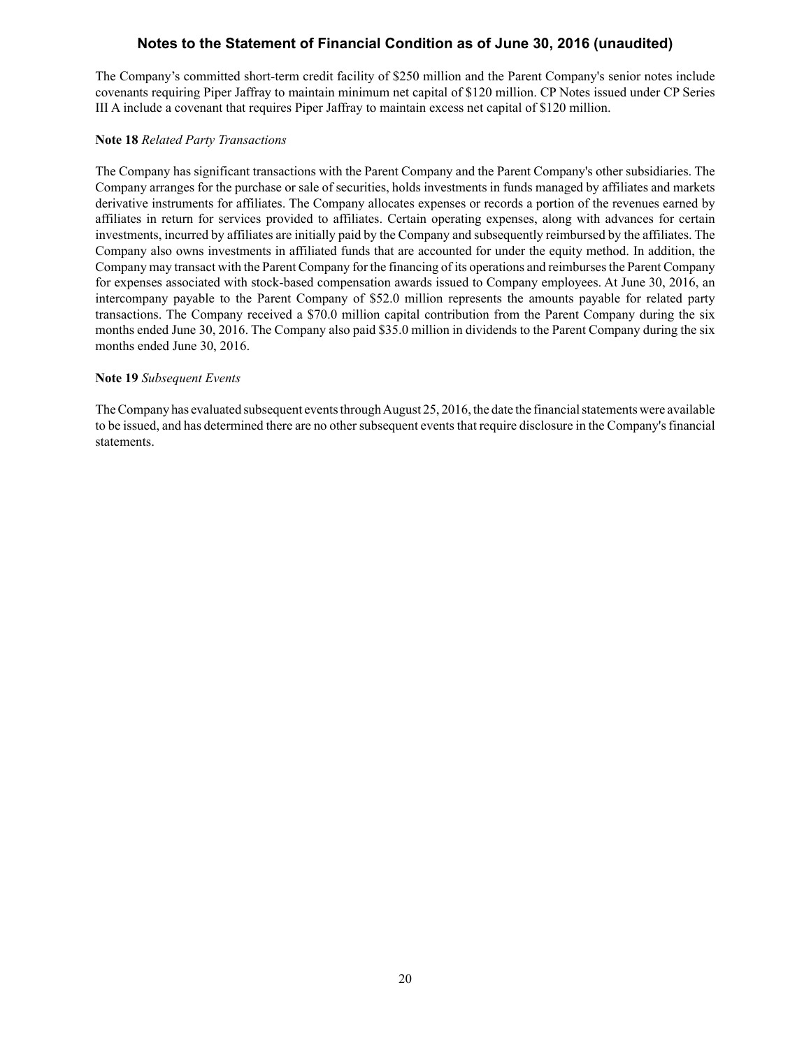The Company's committed short-term credit facility of $250 million and the Parent Company's senior notes include covenants requiring Piper Jaffray to maintain minimum net capital of $120 million. CP Notes issued under CP Series III A include a covenant that requires Piper Jaffray to maintain excess net capital of $120 million.

**Note 18** *Related Party Transactions*

The Company has significant transactions with the Parent Company and the Parent Company's other subsidiaries. The Company arranges for the purchase or sale of securities, holds investments in funds managed by affiliates and markets derivative instruments for affiliates. The Company allocates expenses or records a portion of the revenues earned by affiliates in return for services provided to affiliates. Certain operating expenses, along with advances for certain investments, incurred by affiliates are initially paid by the Company and subsequently reimbursed by the affiliates. The Company also owns investments in affiliated funds that are accounted for under the equity method. In addition, the Company may transact with the Parent Company for the financing of its operations and reimburses the Parent Company for expenses associated with stock-based compensation awards issued to Company employees. At June 30, 2016, an intercompany payable to the Parent Company of $52.0 million represents the amounts payable for related party transactions. The Company received a $70.0 million capital contribution from the Parent Company during the six months ended June 30, 2016. The Company also paid $35.0 million in dividends to the Parent Company during the six months ended June 30, 2016.

**Note 19** *Subsequent Events*

The Company has evaluated subsequent events through August 25, 2016, the date the financial statements were available to be issued, and has determined there are no other subsequent events that require disclosure in the Company's financial statements.